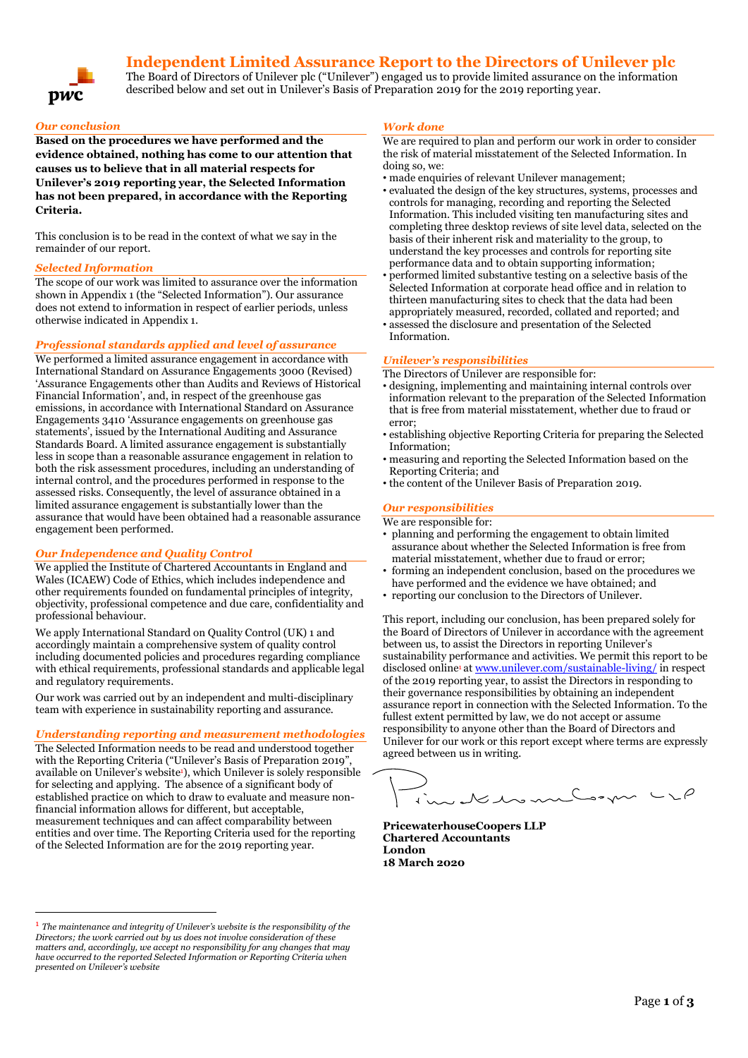# Independent Limited Assurance Report to the Directors of Unilever plc

The Board of Directors of Unilever plc ("Unilever") engaged us to provide limited assurance on the information described below and set out in Unilever's Basis of Preparation 2019 for the 2019 reporting year.

## *Our conclusion*

**Based on the procedures we have performed and the evidence obtained, nothing has come to our attention that causes us to believe that in all material respects for Unilever's 2019 reporting year, the Selected Information has not been prepared, in accordance with the Reporting Criteria.**

This conclusion is to be read in the context of what we say in the remainder of our report.

## *Selected Information*

The scope of our work was limited to assurance over the information shown in Appendix 1 (the "Selected Information"). Our assurance does not extend to information in respect of earlier periods, unless otherwise indicated in Appendix 1.

## *Professional standards applied and level of assurance*

We performed a limited assurance engagement in accordance with International Standard on Assurance Engagements 3000 (Revised) 'Assurance Engagements other than Audits and Reviews of Historical Financial Information', and, in respect of the greenhouse gas emissions, in accordance with International Standard on Assurance Engagements 3410 'Assurance engagements on greenhouse gas statements', issued by the International Auditing and Assurance Standards Board. A limited assurance engagement is substantially less in scope than a reasonable assurance engagement in relation to both the risk assessment procedures, including an understanding of internal control, and the procedures performed in response to the assessed risks. Consequently, the level of assurance obtained in a limited assurance engagement is substantially lower than the assurance that would have been obtained had a reasonable assurance engagement been performed.

## *Our Independence and Quality Control*

We applied the Institute of Chartered Accountants in England and Wales (ICAEW) Code of Ethics, which includes independence and other requirements founded on fundamental principles of integrity, objectivity, professional competence and due care, confidentiality and professional behaviour.

We apply International Standard on Quality Control (UK) 1 and accordingly maintain a comprehensive system of quality control including documented policies and procedures regarding compliance with ethical requirements, professional standards and applicable legal and regulatory requirements.

Our work was carried out by an independent and multi-disciplinary team with experience in sustainability reporting and assurance.

## *Understanding reporting and measurement methodologies*

The Selected Information needs to be read and understood together with the Reporting Criteria ("Unilever's Basis of Preparation 2019", available on Unilever's website[1]), which Unilever is solely responsible for selecting and applying. The absence of a significant body of established practice on which to draw to evaluate and measure non-financial information allows for different, but acceptable, measurement techniques and can affect comparability between entities and over time. The Reporting Criteria used for the reporting of the Selected Information are for the 2019 reporting year.

## *Work done*

We are required to plan and perform our work in order to consider the risk of material misstatement of the Selected Information. In doing so, we:

- made enquiries of relevant Unilever management;
- evaluated the design of the key structures, systems, processes and controls for managing, recording and reporting the Selected Information. This included visiting ten manufacturing sites and completing three desktop reviews of site level data, selected on the basis of their inherent risk and materiality to the group, to understand the key processes and controls for reporting site performance data and to obtain supporting information;
- performed limited substantive testing on a selective basis of the Selected Information at corporate head office and in relation to thirteen manufacturing sites to check that the data had been appropriately measured, recorded, collated and reported; and
- assessed the disclosure and presentation of the Selected Information.

## *Unilever's responsibilities*

The Directors of Unilever are responsible for:

- designing, implementing and maintaining internal controls over information relevant to the preparation of the Selected Information that is free from material misstatement, whether due to fraud or error;
- establishing objective Reporting Criteria for preparing the Selected Information;
- measuring and reporting the Selected Information based on the Reporting Criteria; and
- the content of the Unilever Basis of Preparation 2019.

## *Our responsibilities*

We are responsible for:

- planning and performing the engagement to obtain limited assurance about whether the Selected Information is free from material misstatement, whether due to fraud or error;
- forming an independent conclusion, based on the procedures we have performed and the evidence we have obtained; and
- reporting our conclusion to the Directors of Unilever.

This report, including our conclusion, has been prepared solely for the Board of Directors of Unilever in accordance with the agreement between us, to assist the Directors in reporting Unilever's sustainability performance and activities. We permit this report to be disclosed online[1] at www.unilever.com/sustainable-living/ in respect of the 2019 reporting year, to assist the Directors in responding to their governance responsibilities by obtaining an independent assurance report in connection with the Selected Information. To the fullest extent permitted by law, we do not accept or assume responsibility to anyone other than the Board of Directors and Unilever for our work or this report except where terms are expressly agreed between us in writing.

**PricewaterhouseCoopers LLP**
**Chartered Accountants**
**London**
**18 March 2020**

---

[1] *The maintenance and integrity of Unilever's website is the responsibility of the Directors; the work carried out by us does not involve consideration of these matters and, accordingly, we accept no responsibility for any changes that may have occurred to the reported Selected Information or Reporting Criteria when presented on Unilever's website*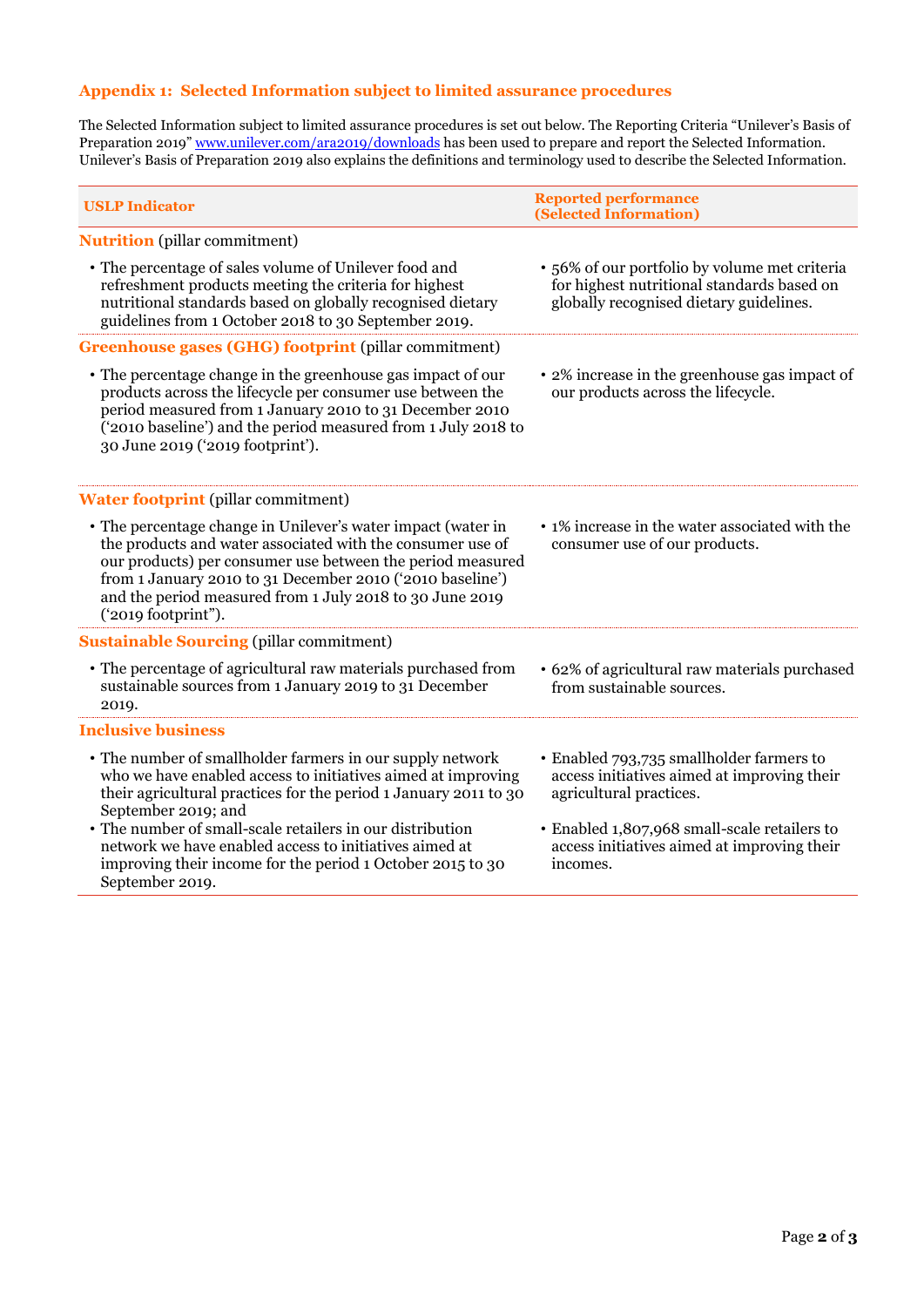## Appendix 1: Selected Information subject to limited assurance procedures

The Selected Information subject to limited assurance procedures is set out below. The Reporting Criteria "Unilever's Basis of Preparation 2019" [www.unilever.com/ara2019/downloads](www.unilever.com/ara2019/downloads) has been used to prepare and report the Selected Information. Unilever's Basis of Preparation 2019 also explains the definitions and terminology used to describe the Selected Information.

| USLP Indicator | Reported performance (Selected Information) |
|---|---|
| **Nutrition** (pillar commitment) | |
| • The percentage of sales volume of Unilever food and refreshment products meeting the criteria for highest nutritional standards based on globally recognised dietary guidelines from 1 October 2018 to 30 September 2019. | • 56% of our portfolio by volume met criteria for highest nutritional standards based on globally recognised dietary guidelines. |
| **Greenhouse gases (GHG) footprint** (pillar commitment) | |
| • The percentage change in the greenhouse gas impact of our products across the lifecycle per consumer use between the period measured from 1 January 2010 to 31 December 2010 ('2010 baseline') and the period measured from 1 July 2018 to 30 June 2019 ('2019 footprint'). | • 2% increase in the greenhouse gas impact of our products across the lifecycle. |
| **Water footprint** (pillar commitment) | |
| • The percentage change in Unilever's water impact (water in the products and water associated with the consumer use of our products) per consumer use between the period measured from 1 January 2010 to 31 December 2010 ('2010 baseline') and the period measured from 1 July 2018 to 30 June 2019 ('2019 footprint"). | • 1% increase in the water associated with the consumer use of our products. |
| **Sustainable Sourcing** (pillar commitment) | |
| • The percentage of agricultural raw materials purchased from sustainable sources from 1 January 2019 to 31 December 2019. | • 62% of agricultural raw materials purchased from sustainable sources. |
| **Inclusive business** | |
| • The number of smallholder farmers in our supply network who we have enabled access to initiatives aimed at improving their agricultural practices for the period 1 January 2011 to 30 September 2019; and | • Enabled 793,735 smallholder farmers to access initiatives aimed at improving their agricultural practices. |
| • The number of small-scale retailers in our distribution network we have enabled access to initiatives aimed at improving their income for the period 1 October 2015 to 30 September 2019. | • Enabled 1,807,968 small-scale retailers to access initiatives aimed at improving their incomes. |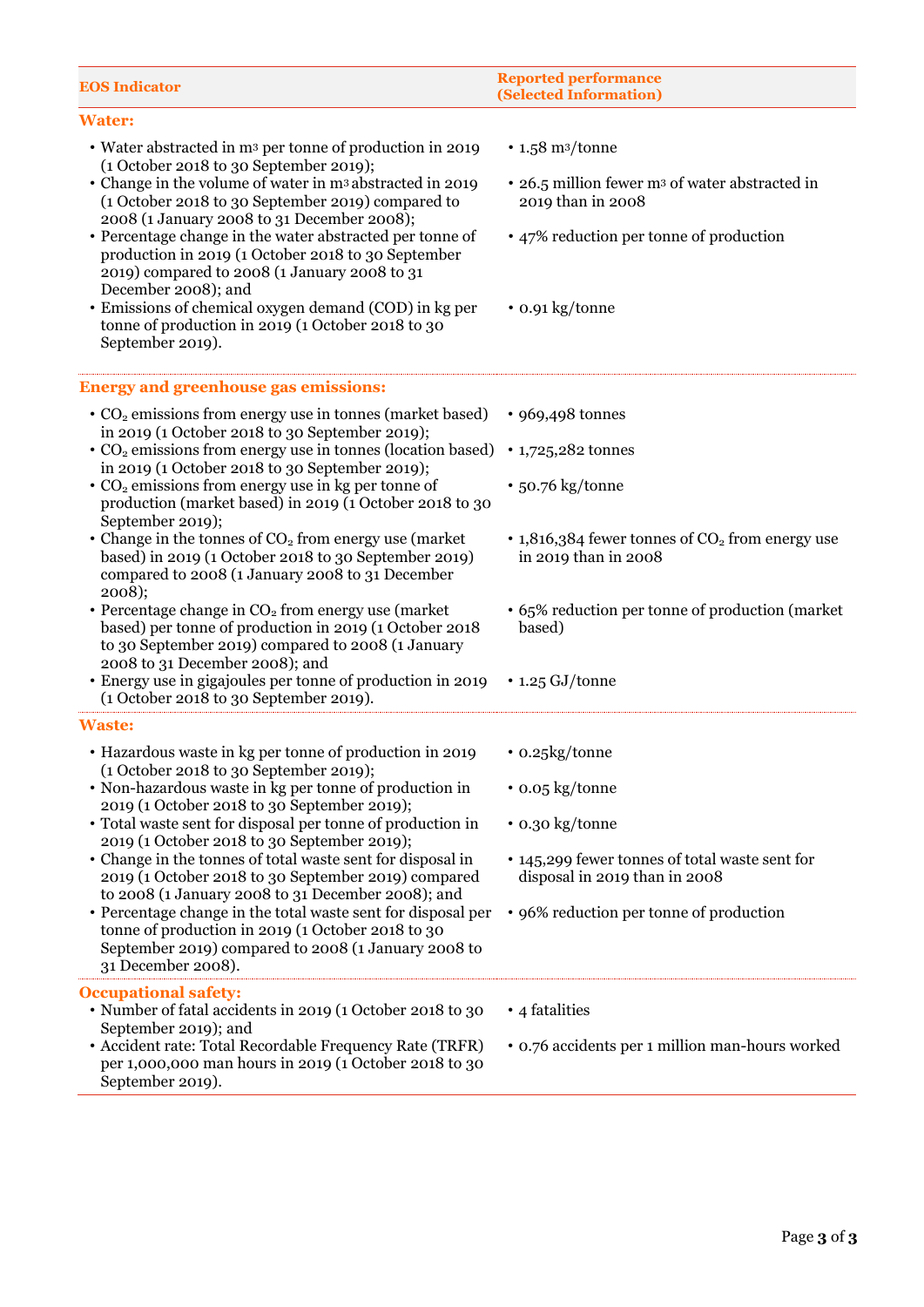| EOS Indicator | Reported performance (Selected Information) |
| --- | --- |
| **Water:** | |
| • Water abstracted in m³ per tonne of production in 2019 (1 October 2018 to 30 September 2019); | • 1.58 m³/tonne |
| • Change in the volume of water in m³ abstracted in 2019 (1 October 2018 to 30 September 2019) compared to 2008 (1 January 2008 to 31 December 2008); | • 26.5 million fewer m³ of water abstracted in 2019 than in 2008 |
| • Percentage change in the water abstracted per tonne of production in 2019 (1 October 2018 to 30 September 2019) compared to 2008 (1 January 2008 to 31 December 2008); and | • 47% reduction per tonne of production |
| • Emissions of chemical oxygen demand (COD) in kg per tonne of production in 2019 (1 October 2018 to 30 September 2019). | • 0.91 kg/tonne |
| **Energy and greenhouse gas emissions:** | |
| • $CO_2$ emissions from energy use in tonnes (market based) in 2019 (1 October 2018 to 30 September 2019); | • 969,498 tonnes |
| • $CO_2$ emissions from energy use in tonnes (location based) in 2019 (1 October 2018 to 30 September 2019); | • 1,725,282 tonnes |
| • $CO_2$ emissions from energy use in kg per tonne of production (market based) in 2019 (1 October 2018 to 30 September 2019); | • 50.76 kg/tonne |
| • Change in the tonnes of $CO_2$ from energy use (market based) in 2019 (1 October 2018 to 30 September 2019) compared to 2008 (1 January 2008 to 31 December 2008); | • 1,816,384 fewer tonnes of $CO_2$ from energy use in 2019 than in 2008 |
| • Percentage change in $CO_2$ from energy use (market based) per tonne of production in 2019 (1 October 2018 to 30 September 2019) compared to 2008 (1 January 2008 to 31 December 2008); and | • 65% reduction per tonne of production (market based) |
| • Energy use in gigajoules per tonne of production in 2019 (1 October 2018 to 30 September 2019). | • 1.25 GJ/tonne |
| **Waste:** | |
| • Hazardous waste in kg per tonne of production in 2019 (1 October 2018 to 30 September 2019); | • 0.25kg/tonne |
| • Non-hazardous waste in kg per tonne of production in 2019 (1 October 2018 to 30 September 2019); | • 0.05 kg/tonne |
| • Total waste sent for disposal per tonne of production in 2019 (1 October 2018 to 30 September 2019); | • 0.30 kg/tonne |
| • Change in the tonnes of total waste sent for disposal in 2019 (1 October 2018 to 30 September 2019) compared to 2008 (1 January 2008 to 31 December 2008); and | • 145,299 fewer tonnes of total waste sent for disposal in 2019 than in 2008 |
| • Percentage change in the total waste sent for disposal per tonne of production in 2019 (1 October 2018 to 30 September 2019) compared to 2008 (1 January 2008 to 31 December 2008). | • 96% reduction per tonne of production |
| **Occupational safety:** | |
| • Number of fatal accidents in 2019 (1 October 2018 to 30 September 2019); and | • 4 fatalities |
| • Accident rate: Total Recordable Frequency Rate (TRFR) per 1,000,000 man hours in 2019 (1 October 2018 to 30 September 2019). | • 0.76 accidents per 1 million man-hours worked |